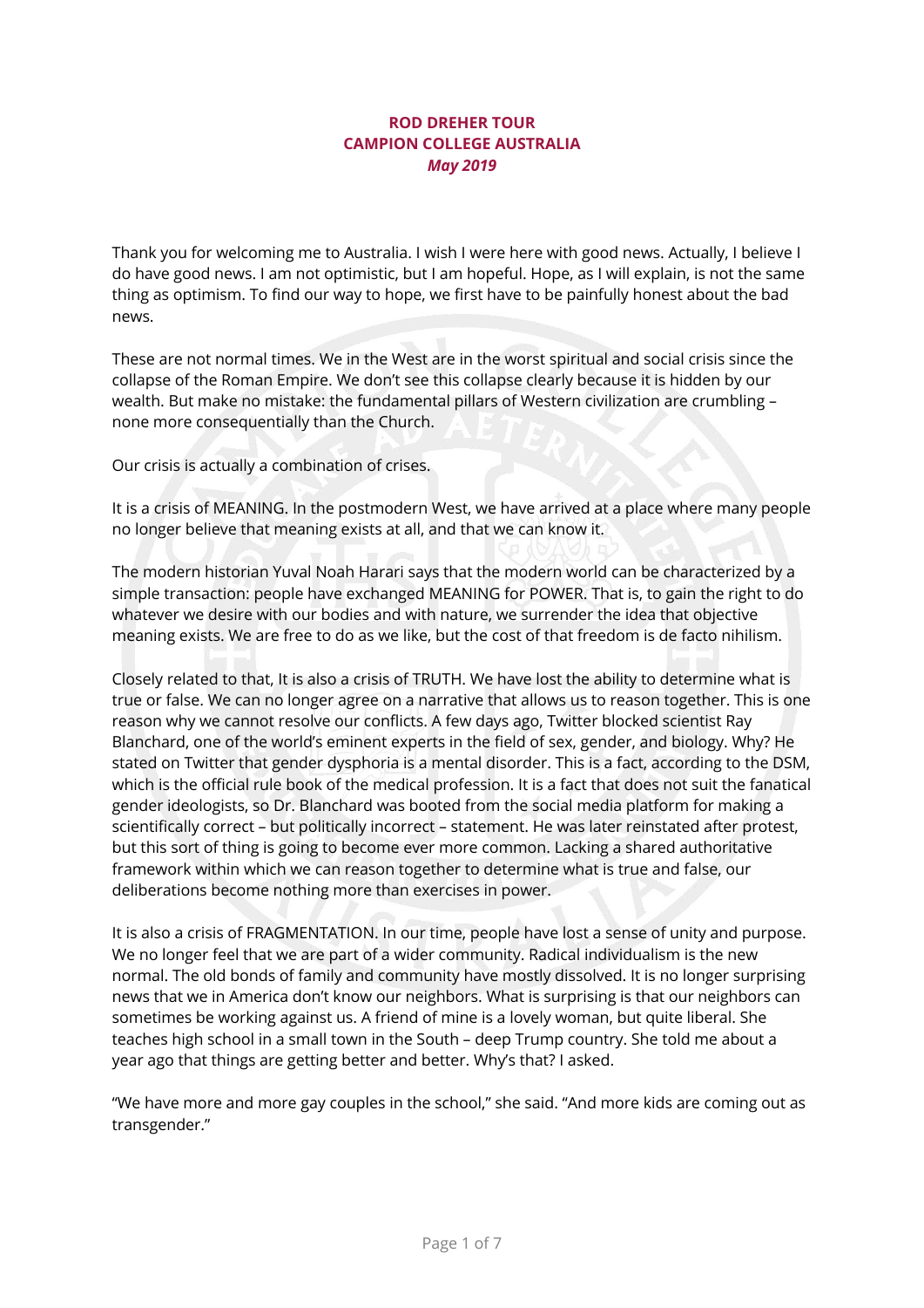**ROD DREHER TOUR**
**CAMPION COLLEGE AUSTRALIA**
***May 2019***

Thank you for welcoming me to Australia. I wish I were here with good news. Actually, I believe I do have good news. I am not optimistic, but I am hopeful. Hope, as I will explain, is not the same thing as optimism. To find our way to hope, we first have to be painfully honest about the bad news.

These are not normal times. We in the West are in the worst spiritual and social crisis since the collapse of the Roman Empire. We don't see this collapse clearly because it is hidden by our wealth. But make no mistake: the fundamental pillars of Western civilization are crumbling – none more consequentially than the Church.

Our crisis is actually a combination of crises.

It is a crisis of MEANING. In the postmodern West, we have arrived at a place where many people no longer believe that meaning exists at all, and that we can know it.

The modern historian Yuval Noah Harari says that the modern world can be characterized by a simple transaction: people have exchanged MEANING for POWER. That is, to gain the right to do whatever we desire with our bodies and with nature, we surrender the idea that objective meaning exists. We are free to do as we like, but the cost of that freedom is de facto nihilism.

Closely related to that, It is also a crisis of TRUTH. We have lost the ability to determine what is true or false. We can no longer agree on a narrative that allows us to reason together. This is one reason why we cannot resolve our conflicts. A few days ago, Twitter blocked scientist Ray Blanchard, one of the world's eminent experts in the field of sex, gender, and biology. Why? He stated on Twitter that gender dysphoria is a mental disorder. This is a fact, according to the DSM, which is the official rule book of the medical profession. It is a fact that does not suit the fanatical gender ideologists, so Dr. Blanchard was booted from the social media platform for making a scientifically correct – but politically incorrect – statement. He was later reinstated after protest, but this sort of thing is going to become ever more common. Lacking a shared authoritative framework within which we can reason together to determine what is true and false, our deliberations become nothing more than exercises in power.

It is also a crisis of FRAGMENTATION. In our time, people have lost a sense of unity and purpose. We no longer feel that we are part of a wider community. Radical individualism is the new normal. The old bonds of family and community have mostly dissolved. It is no longer surprising news that we in America don't know our neighbors. What is surprising is that our neighbors can sometimes be working against us. A friend of mine is a lovely woman, but quite liberal. She teaches high school in a small town in the South – deep Trump country. She told me about a year ago that things are getting better and better. Why's that? I asked.

"We have more and more gay couples in the school," she said. "And more kids are coming out as transgender."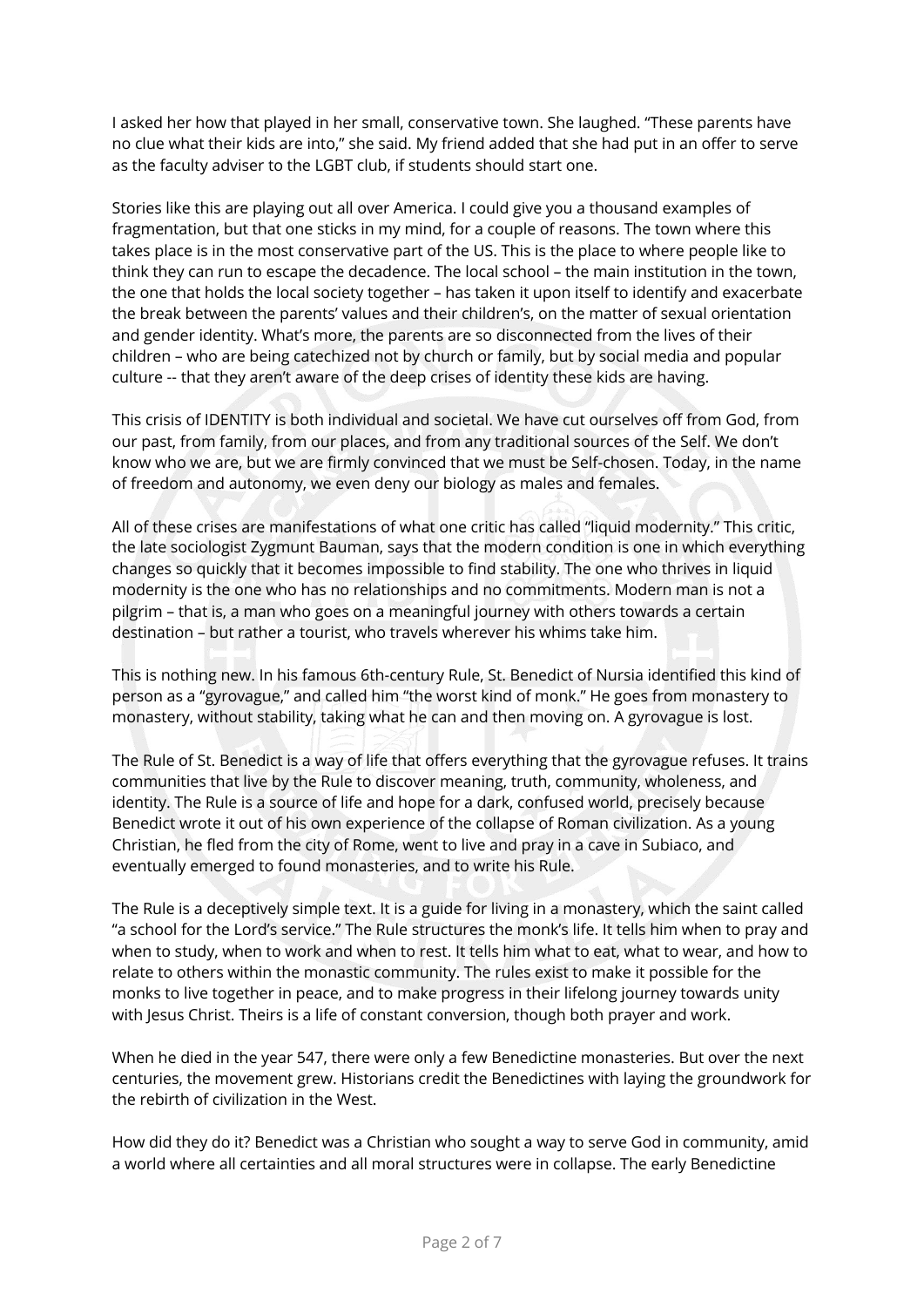I asked her how that played in her small, conservative town. She laughed. "These parents have no clue what their kids are into," she said. My friend added that she had put in an offer to serve as the faculty adviser to the LGBT club, if students should start one.

Stories like this are playing out all over America. I could give you a thousand examples of fragmentation, but that one sticks in my mind, for a couple of reasons. The town where this takes place is in the most conservative part of the US. This is the place to where people like to think they can run to escape the decadence. The local school – the main institution in the town, the one that holds the local society together – has taken it upon itself to identify and exacerbate the break between the parents' values and their children's, on the matter of sexual orientation and gender identity. What's more, the parents are so disconnected from the lives of their children – who are being catechized not by church or family, but by social media and popular culture -- that they aren't aware of the deep crises of identity these kids are having.

This crisis of IDENTITY is both individual and societal. We have cut ourselves off from God, from our past, from family, from our places, and from any traditional sources of the Self. We don't know who we are, but we are firmly convinced that we must be Self-chosen. Today, in the name of freedom and autonomy, we even deny our biology as males and females.

All of these crises are manifestations of what one critic has called "liquid modernity." This critic, the late sociologist Zygmunt Bauman, says that the modern condition is one in which everything changes so quickly that it becomes impossible to find stability. The one who thrives in liquid modernity is the one who has no relationships and no commitments. Modern man is not a pilgrim – that is, a man who goes on a meaningful journey with others towards a certain destination – but rather a tourist, who travels wherever his whims take him.

This is nothing new. In his famous 6th-century Rule, St. Benedict of Nursia identified this kind of person as a "gyrovague," and called him "the worst kind of monk." He goes from monastery to monastery, without stability, taking what he can and then moving on. A gyrovague is lost.

The Rule of St. Benedict is a way of life that offers everything that the gyrovague refuses. It trains communities that live by the Rule to discover meaning, truth, community, wholeness, and identity. The Rule is a source of life and hope for a dark, confused world, precisely because Benedict wrote it out of his own experience of the collapse of Roman civilization. As a young Christian, he fled from the city of Rome, went to live and pray in a cave in Subiaco, and eventually emerged to found monasteries, and to write his Rule.

The Rule is a deceptively simple text. It is a guide for living in a monastery, which the saint called "a school for the Lord's service." The Rule structures the monk's life. It tells him when to pray and when to study, when to work and when to rest. It tells him what to eat, what to wear, and how to relate to others within the monastic community. The rules exist to make it possible for the monks to live together in peace, and to make progress in their lifelong journey towards unity with Jesus Christ. Theirs is a life of constant conversion, though both prayer and work.

When he died in the year 547, there were only a few Benedictine monasteries. But over the next centuries, the movement grew. Historians credit the Benedictines with laying the groundwork for the rebirth of civilization in the West.

How did they do it? Benedict was a Christian who sought a way to serve God in community, amid a world where all certainties and all moral structures were in collapse. The early Benedictine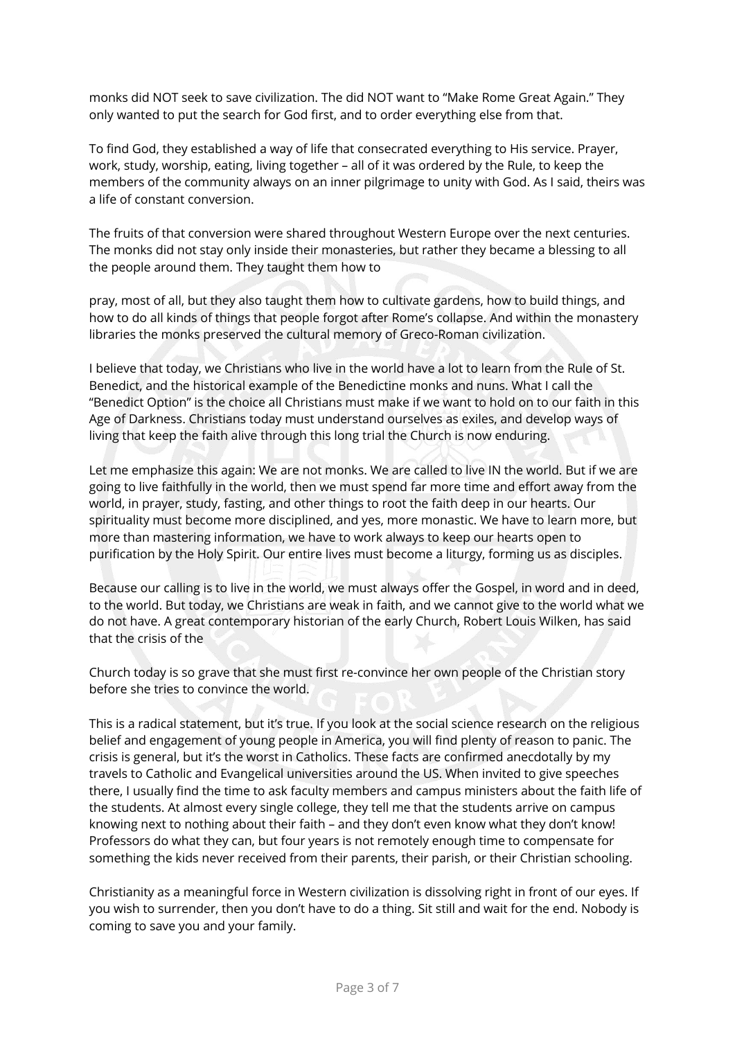monks did NOT seek to save civilization. The did NOT want to "Make Rome Great Again." They only wanted to put the search for God first, and to order everything else from that.

To find God, they established a way of life that consecrated everything to His service. Prayer, work, study, worship, eating, living together – all of it was ordered by the Rule, to keep the members of the community always on an inner pilgrimage to unity with God. As I said, theirs was a life of constant conversion.

The fruits of that conversion were shared throughout Western Europe over the next centuries. The monks did not stay only inside their monasteries, but rather they became a blessing to all the people around them. They taught them how to pray, most of all, but they also taught them how to cultivate gardens, how to build things, and how to do all kinds of things that people forgot after Rome's collapse. And within the monastery libraries the monks preserved the cultural memory of Greco-Roman civilization.

I believe that today, we Christians who live in the world have a lot to learn from the Rule of St. Benedict, and the historical example of the Benedictine monks and nuns. What I call the "Benedict Option" is the choice all Christians must make if we want to hold on to our faith in this Age of Darkness. Christians today must understand ourselves as exiles, and develop ways of living that keep the faith alive through this long trial the Church is now enduring.

Let me emphasize this again: We are not monks. We are called to live IN the world. But if we are going to live faithfully in the world, then we must spend far more time and effort away from the world, in prayer, study, fasting, and other things to root the faith deep in our hearts. Our spirituality must become more disciplined, and yes, more monastic. We have to learn more, but more than mastering information, we have to work always to keep our hearts open to purification by the Holy Spirit. Our entire lives must become a liturgy, forming us as disciples.

Because our calling is to live in the world, we must always offer the Gospel, in word and in deed, to the world. But today, we Christians are weak in faith, and we cannot give to the world what we do not have. A great contemporary historian of the early Church, Robert Louis Wilken, has said that the crisis of the Church today is so grave that she must first re-convince her own people of the Christian story before she tries to convince the world.

This is a radical statement, but it's true. If you look at the social science research on the religious belief and engagement of young people in America, you will find plenty of reason to panic. The crisis is general, but it's the worst in Catholics. These facts are confirmed anecdotally by my travels to Catholic and Evangelical universities around the US. When invited to give speeches there, I usually find the time to ask faculty members and campus ministers about the faith life of the students. At almost every single college, they tell me that the students arrive on campus knowing next to nothing about their faith – and they don't even know what they don't know! Professors do what they can, but four years is not remotely enough time to compensate for something the kids never received from their parents, their parish, or their Christian schooling.

Christianity as a meaningful force in Western civilization is dissolving right in front of our eyes. If you wish to surrender, then you don't have to do a thing. Sit still and wait for the end. Nobody is coming to save you and your family.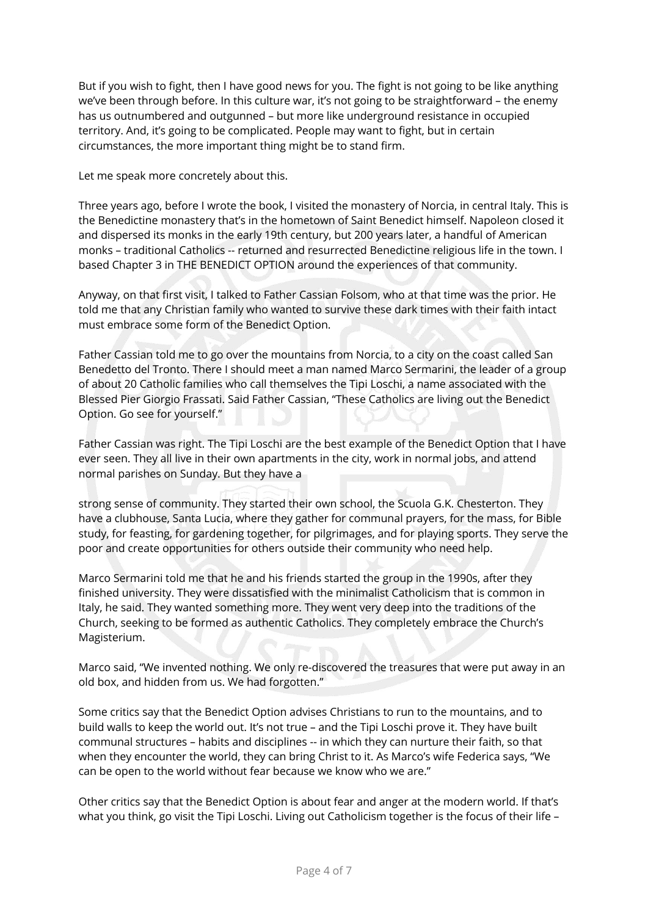But if you wish to fight, then I have good news for you. The fight is not going to be like anything we've been through before. In this culture war, it's not going to be straightforward – the enemy has us outnumbered and outgunned – but more like underground resistance in occupied territory. And, it's going to be complicated. People may want to fight, but in certain circumstances, the more important thing might be to stand firm.

Let me speak more concretely about this.

Three years ago, before I wrote the book, I visited the monastery of Norcia, in central Italy. This is the Benedictine monastery that's in the hometown of Saint Benedict himself. Napoleon closed it and dispersed its monks in the early 19th century, but 200 years later, a handful of American monks – traditional Catholics -- returned and resurrected Benedictine religious life in the town. I based Chapter 3 in THE BENEDICT OPTION around the experiences of that community.

Anyway, on that first visit, I talked to Father Cassian Folsom, who at that time was the prior. He told me that any Christian family who wanted to survive these dark times with their faith intact must embrace some form of the Benedict Option.

Father Cassian told me to go over the mountains from Norcia, to a city on the coast called San Benedetto del Tronto. There I should meet a man named Marco Sermarini, the leader of a group of about 20 Catholic families who call themselves the Tipi Loschi, a name associated with the Blessed Pier Giorgio Frassati. Said Father Cassian, "These Catholics are living out the Benedict Option. Go see for yourself."

Father Cassian was right. The Tipi Loschi are the best example of the Benedict Option that I have ever seen. They all live in their own apartments in the city, work in normal jobs, and attend normal parishes on Sunday. But they have a strong sense of community. They started their own school, the Scuola G.K. Chesterton. They have a clubhouse, Santa Lucia, where they gather for communal prayers, for the mass, for Bible study, for feasting, for gardening together, for pilgrimages, and for playing sports. They serve the poor and create opportunities for others outside their community who need help.

Marco Sermarini told me that he and his friends started the group in the 1990s, after they finished university. They were dissatisfied with the minimalist Catholicism that is common in Italy, he said. They wanted something more. They went very deep into the traditions of the Church, seeking to be formed as authentic Catholics. They completely embrace the Church's Magisterium.

Marco said, "We invented nothing. We only re-discovered the treasures that were put away in an old box, and hidden from us. We had forgotten."

Some critics say that the Benedict Option advises Christians to run to the mountains, and to build walls to keep the world out. It's not true – and the Tipi Loschi prove it. They have built communal structures – habits and disciplines -- in which they can nurture their faith, so that when they encounter the world, they can bring Christ to it. As Marco's wife Federica says, "We can be open to the world without fear because we know who we are."

Other critics say that the Benedict Option is about fear and anger at the modern world. If that's what you think, go visit the Tipi Loschi. Living out Catholicism together is the focus of their life –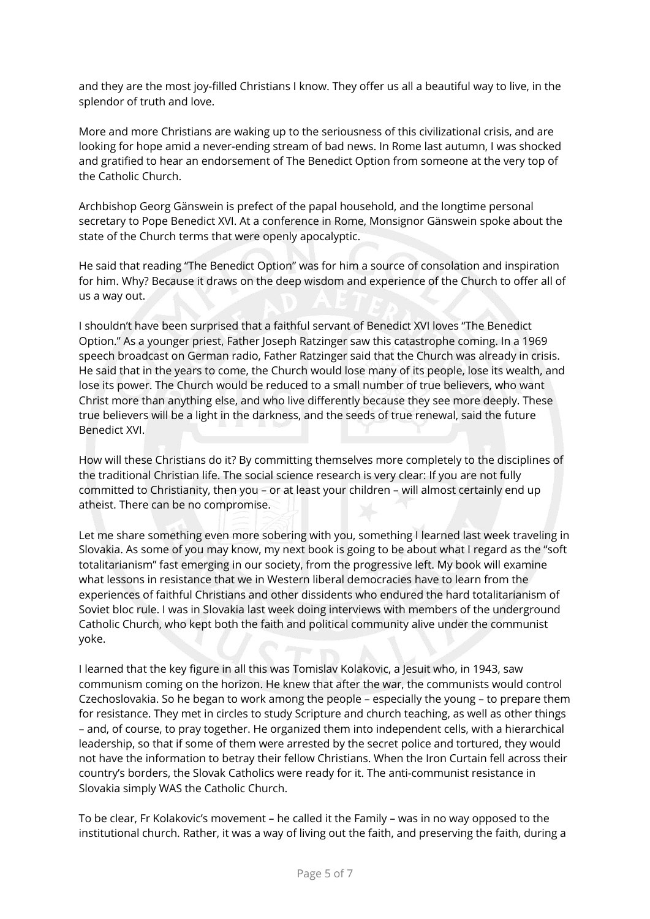and they are the most joy-filled Christians I know. They offer us all a beautiful way to live, in the splendor of truth and love.

More and more Christians are waking up to the seriousness of this civilizational crisis, and are looking for hope amid a never-ending stream of bad news. In Rome last autumn, I was shocked and gratified to hear an endorsement of The Benedict Option from someone at the very top of the Catholic Church.

Archbishop Georg Gänswein is prefect of the papal household, and the longtime personal secretary to Pope Benedict XVI. At a conference in Rome, Monsignor Gänswein spoke about the state of the Church terms that were openly apocalyptic.

He said that reading "The Benedict Option" was for him a source of consolation and inspiration for him. Why? Because it draws on the deep wisdom and experience of the Church to offer all of us a way out.

I shouldn't have been surprised that a faithful servant of Benedict XVI loves "The Benedict Option." As a younger priest, Father Joseph Ratzinger saw this catastrophe coming. In a 1969 speech broadcast on German radio, Father Ratzinger said that the Church was already in crisis. He said that in the years to come, the Church would lose many of its people, lose its wealth, and lose its power. The Church would be reduced to a small number of true believers, who want Christ more than anything else, and who live differently because they see more deeply. These true believers will be a light in the darkness, and the seeds of true renewal, said the future Benedict XVI.

How will these Christians do it? By committing themselves more completely to the disciplines of the traditional Christian life. The social science research is very clear: If you are not fully committed to Christianity, then you – or at least your children – will almost certainly end up atheist. There can be no compromise.

Let me share something even more sobering with you, something I learned last week traveling in Slovakia. As some of you may know, my next book is going to be about what I regard as the "soft totalitarianism" fast emerging in our society, from the progressive left. My book will examine what lessons in resistance that we in Western liberal democracies have to learn from the experiences of faithful Christians and other dissidents who endured the hard totalitarianism of Soviet bloc rule. I was in Slovakia last week doing interviews with members of the underground Catholic Church, who kept both the faith and political community alive under the communist yoke.

I learned that the key figure in all this was Tomislav Kolakovic, a Jesuit who, in 1943, saw communism coming on the horizon. He knew that after the war, the communists would control Czechoslovakia. So he began to work among the people – especially the young – to prepare them for resistance. They met in circles to study Scripture and church teaching, as well as other things – and, of course, to pray together. He organized them into independent cells, with a hierarchical leadership, so that if some of them were arrested by the secret police and tortured, they would not have the information to betray their fellow Christians. When the Iron Curtain fell across their country's borders, the Slovak Catholics were ready for it. The anti-communist resistance in Slovakia simply WAS the Catholic Church.

To be clear, Fr Kolakovic's movement – he called it the Family – was in no way opposed to the institutional church. Rather, it was a way of living out the faith, and preserving the faith, during a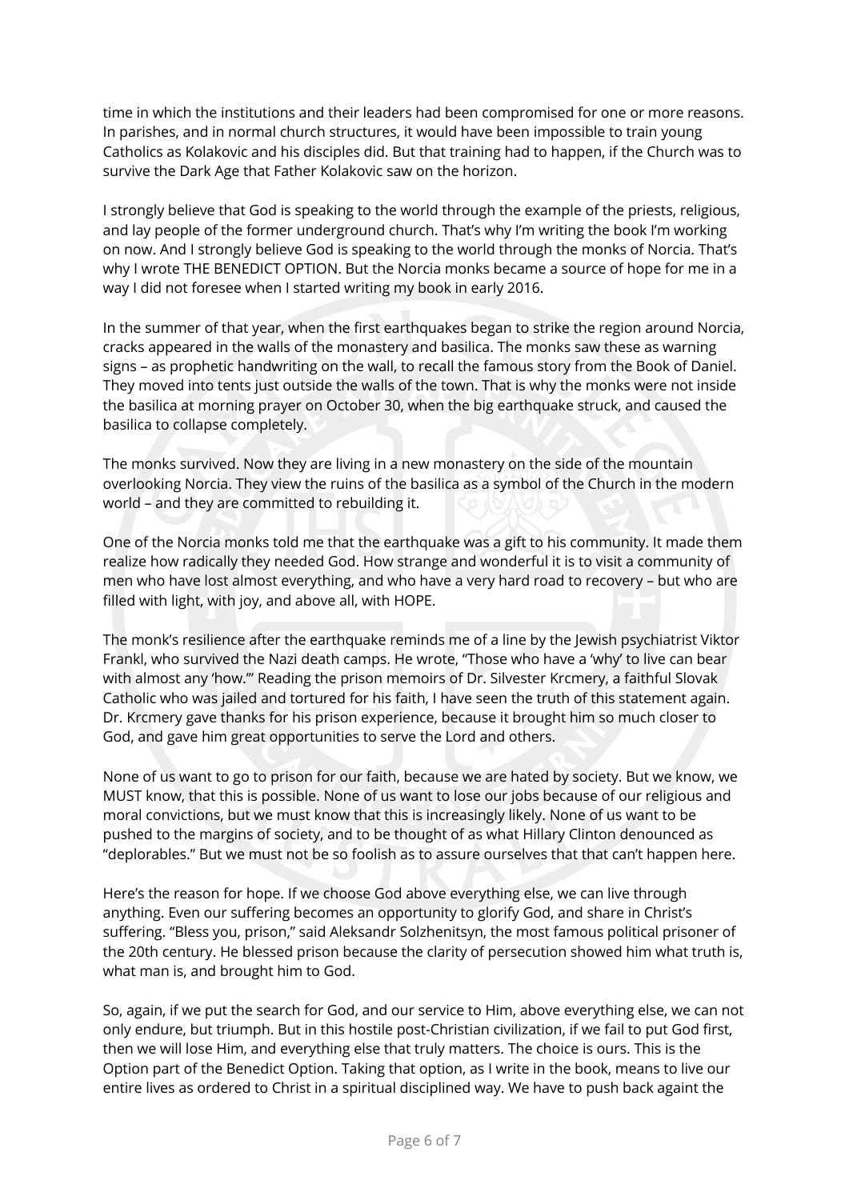time in which the institutions and their leaders had been compromised for one or more reasons. In parishes, and in normal church structures, it would have been impossible to train young Catholics as Kolakovic and his disciples did. But that training had to happen, if the Church was to survive the Dark Age that Father Kolakovic saw on the horizon.

I strongly believe that God is speaking to the world through the example of the priests, religious, and lay people of the former underground church. That's why I'm writing the book I'm working on now. And I strongly believe God is speaking to the world through the monks of Norcia. That's why I wrote THE BENEDICT OPTION. But the Norcia monks became a source of hope for me in a way I did not foresee when I started writing my book in early 2016.

In the summer of that year, when the first earthquakes began to strike the region around Norcia, cracks appeared in the walls of the monastery and basilica. The monks saw these as warning signs – as prophetic handwriting on the wall, to recall the famous story from the Book of Daniel. They moved into tents just outside the walls of the town. That is why the monks were not inside the basilica at morning prayer on October 30, when the big earthquake struck, and caused the basilica to collapse completely.

The monks survived. Now they are living in a new monastery on the side of the mountain overlooking Norcia. They view the ruins of the basilica as a symbol of the Church in the modern world – and they are committed to rebuilding it.

One of the Norcia monks told me that the earthquake was a gift to his community. It made them realize how radically they needed God. How strange and wonderful it is to visit a community of men who have lost almost everything, and who have a very hard road to recovery – but who are filled with light, with joy, and above all, with HOPE.

The monk's resilience after the earthquake reminds me of a line by the Jewish psychiatrist Viktor Frankl, who survived the Nazi death camps. He wrote, "Those who have a 'why' to live can bear with almost any 'how.'" Reading the prison memoirs of Dr. Silvester Krcmery, a faithful Slovak Catholic who was jailed and tortured for his faith, I have seen the truth of this statement again. Dr. Krcmery gave thanks for his prison experience, because it brought him so much closer to God, and gave him great opportunities to serve the Lord and others.

None of us want to go to prison for our faith, because we are hated by society. But we know, we MUST know, that this is possible. None of us want to lose our jobs because of our religious and moral convictions, but we must know that this is increasingly likely. None of us want to be pushed to the margins of society, and to be thought of as what Hillary Clinton denounced as "deplorables." But we must not be so foolish as to assure ourselves that that can't happen here.

Here's the reason for hope. If we choose God above everything else, we can live through anything. Even our suffering becomes an opportunity to glorify God, and share in Christ's suffering. "Bless you, prison," said Aleksandr Solzhenitsyn, the most famous political prisoner of the 20th century. He blessed prison because the clarity of persecution showed him what truth is, what man is, and brought him to God.

So, again, if we put the search for God, and our service to Him, above everything else, we can not only endure, but triumph. But in this hostile post-Christian civilization, if we fail to put God first, then we will lose Him, and everything else that truly matters. The choice is ours. This is the Option part of the Benedict Option. Taking that option, as I write in the book, means to live our entire lives as ordered to Christ in a spiritual disciplined way. We have to push back againt the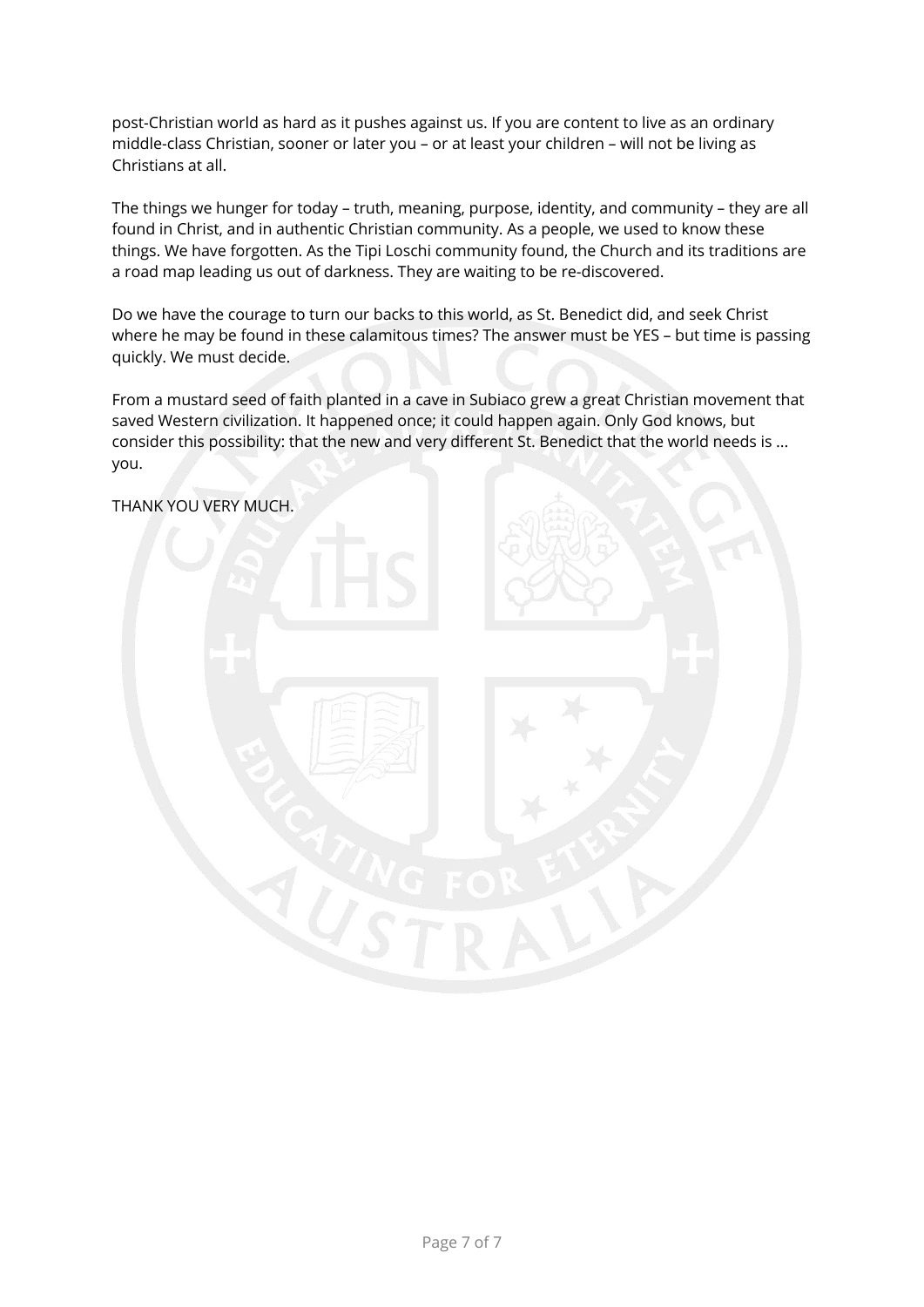post-Christian world as hard as it pushes against us. If you are content to live as an ordinary middle-class Christian, sooner or later you – or at least your children – will not be living as Christians at all.

The things we hunger for today – truth, meaning, purpose, identity, and community – they are all found in Christ, and in authentic Christian community. As a people, we used to know these things. We have forgotten. As the Tipi Loschi community found, the Church and its traditions are a road map leading us out of darkness. They are waiting to be re-discovered.

Do we have the courage to turn our backs to this world, as St. Benedict did, and seek Christ where he may be found in these calamitous times? The answer must be YES – but time is passing quickly. We must decide.

From a mustard seed of faith planted in a cave in Subiaco grew a great Christian movement that saved Western civilization. It happened once; it could happen again. Only God knows, but consider this possibility: that the new and very different St. Benedict that the world needs is ... you.

THANK YOU VERY MUCH.